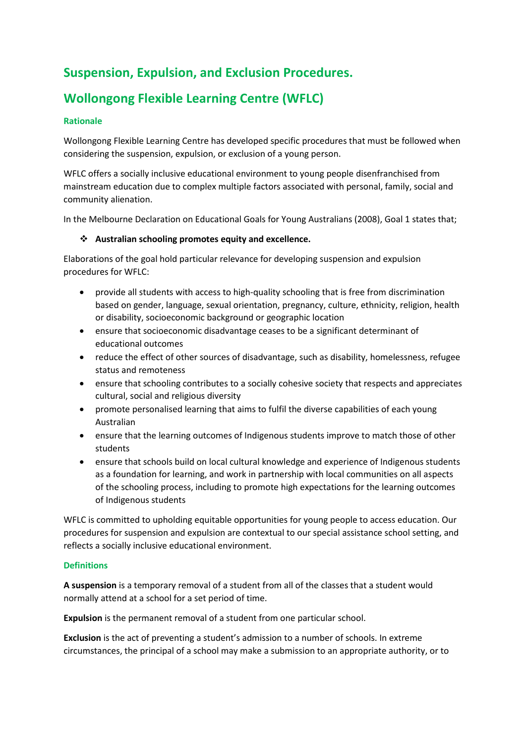# Suspension, Expulsion, and Exclusion Procedures.

# Wollongong Flexible Learning Centre (WFLC)

### Rationale

Wollongong Flexible Learning Centre has developed specific procedures that must be followed when considering the suspension, expulsion, or exclusion of a young person.

WFLC offers a socially inclusive educational environment to young people disenfranchised from mainstream education due to complex multiple factors associated with personal, family, social and community alienation.

In the Melbourne Declaration on Educational Goals for Young Australians (2008), Goal 1 states that;

- **Australian schooling promotes equity and excellence.**

Elaborations of the goal hold particular relevance for developing suspension and expulsion procedures for WFLC:

- provide all students with access to high-quality schooling that is free from discrimination based on gender, language, sexual orientation, pregnancy, culture, ethnicity, religion, health or disability, socioeconomic background or geographic location
- ensure that socioeconomic disadvantage ceases to be a significant determinant of educational outcomes
- reduce the effect of other sources of disadvantage, such as disability, homelessness, refugee status and remoteness
- ensure that schooling contributes to a socially cohesive society that respects and appreciates cultural, social and religious diversity
- promote personalised learning that aims to fulfil the diverse capabilities of each young Australian
- ensure that the learning outcomes of Indigenous students improve to match those of other students
- ensure that schools build on local cultural knowledge and experience of Indigenous students as a foundation for learning, and work in partnership with local communities on all aspects of the schooling process, including to promote high expectations for the learning outcomes of Indigenous students

WFLC is committed to upholding equitable opportunities for young people to access education. Our procedures for suspension and expulsion are contextual to our special assistance school setting, and reflects a socially inclusive educational environment.

### Definitions

**A suspension** is a temporary removal of a student from all of the classes that a student would normally attend at a school for a set period of time.

**Expulsion** is the permanent removal of a student from one particular school.

**Exclusion** is the act of preventing a student's admission to a number of schools. In extreme circumstances, the principal of a school may make a submission to an appropriate authority, or to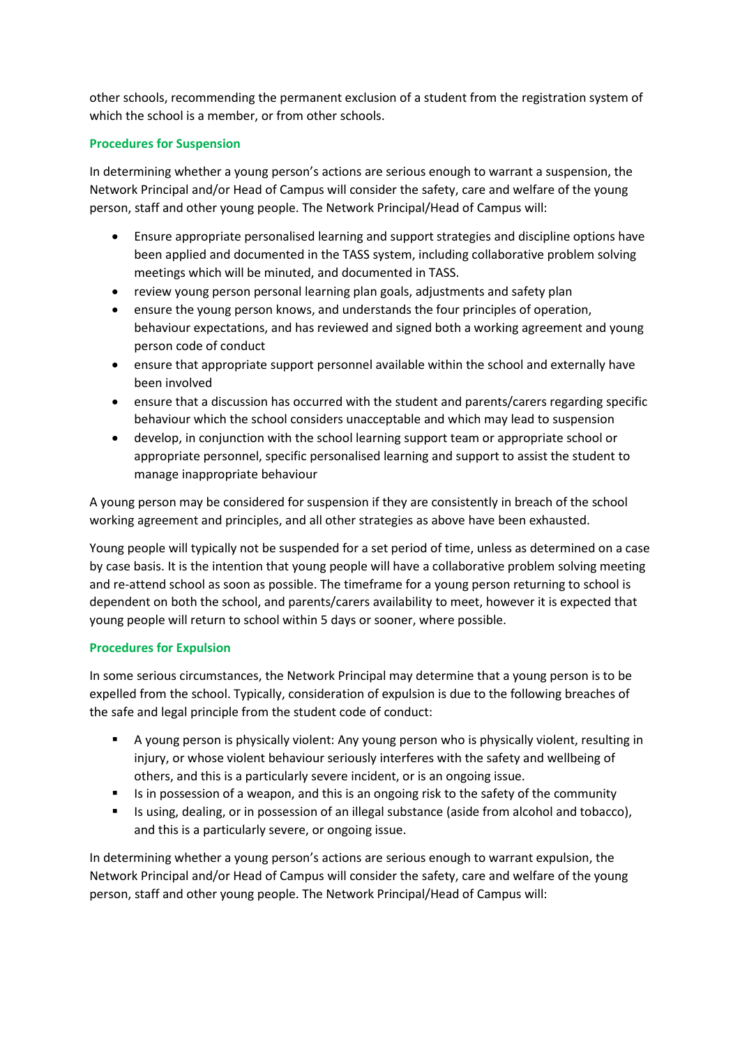other schools, recommending the permanent exclusion of a student from the registration system of which the school is a member, or from other schools.

### Procedures for Suspension

In determining whether a young person's actions are serious enough to warrant a suspension, the Network Principal and/or Head of Campus will consider the safety, care and welfare of the young person, staff and other young people. The Network Principal/Head of Campus will:

- Ensure appropriate personalised learning and support strategies and discipline options have been applied and documented in the TASS system, including collaborative problem solving meetings which will be minuted, and documented in TASS.
- review young person personal learning plan goals, adjustments and safety plan
- ensure the young person knows, and understands the four principles of operation, behaviour expectations, and has reviewed and signed both a working agreement and young person code of conduct
- ensure that appropriate support personnel available within the school and externally have been involved
- ensure that a discussion has occurred with the student and parents/carers regarding specific behaviour which the school considers unacceptable and which may lead to suspension
- develop, in conjunction with the school learning support team or appropriate school or appropriate personnel, specific personalised learning and support to assist the student to manage inappropriate behaviour

A young person may be considered for suspension if they are consistently in breach of the school working agreement and principles, and all other strategies as above have been exhausted.

Young people will typically not be suspended for a set period of time, unless as determined on a case by case basis. It is the intention that young people will have a collaborative problem solving meeting and re-attend school as soon as possible. The timeframe for a young person returning to school is dependent on both the school, and parents/carers availability to meet, however it is expected that young people will return to school within 5 days or sooner, where possible.

### Procedures for Expulsion

In some serious circumstances, the Network Principal may determine that a young person is to be expelled from the school. Typically, consideration of expulsion is due to the following breaches of the safe and legal principle from the student code of conduct:

- A young person is physically violent: Any young person who is physically violent, resulting in injury, or whose violent behaviour seriously interferes with the safety and wellbeing of others, and this is a particularly severe incident, or is an ongoing issue.
- Is in possession of a weapon, and this is an ongoing risk to the safety of the community
- Is using, dealing, or in possession of an illegal substance (aside from alcohol and tobacco), and this is a particularly severe, or ongoing issue.

In determining whether a young person's actions are serious enough to warrant expulsion, the Network Principal and/or Head of Campus will consider the safety, care and welfare of the young person, staff and other young people. The Network Principal/Head of Campus will: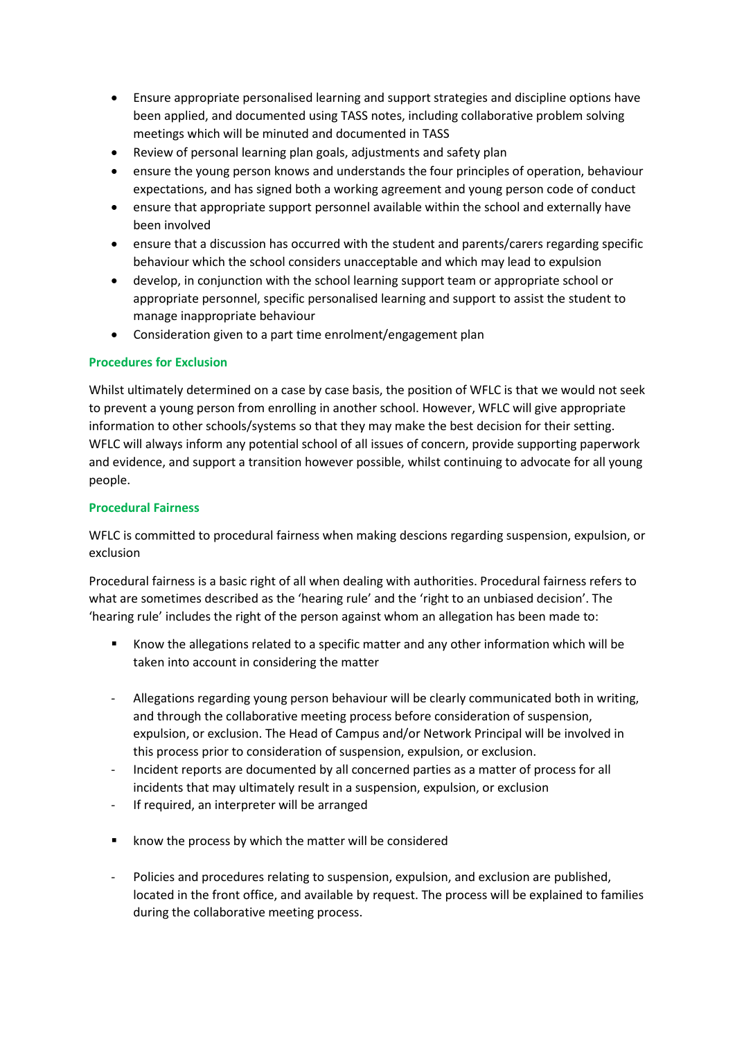- Ensure appropriate personalised learning and support strategies and discipline options have been applied, and documented using TASS notes, including collaborative problem solving meetings which will be minuted and documented in TASS
- Review of personal learning plan goals, adjustments and safety plan
- ensure the young person knows and understands the four principles of operation, behaviour expectations, and has signed both a working agreement and young person code of conduct
- ensure that appropriate support personnel available within the school and externally have been involved
- ensure that a discussion has occurred with the student and parents/carers regarding specific behaviour which the school considers unacceptable and which may lead to expulsion
- develop, in conjunction with the school learning support team or appropriate school or appropriate personnel, specific personalised learning and support to assist the student to manage inappropriate behaviour
- Consideration given to a part time enrolment/engagement plan

### Procedures for Exclusion

Whilst ultimately determined on a case by case basis, the position of WFLC is that we would not seek to prevent a young person from enrolling in another school. However, WFLC will give appropriate information to other schools/systems so that they may make the best decision for their setting. WFLC will always inform any potential school of all issues of concern, provide supporting paperwork and evidence, and support a transition however possible, whilst continuing to advocate for all young people.

### Procedural Fairness

WFLC is committed to procedural fairness when making descions regarding suspension, expulsion, or exclusion

Procedural fairness is a basic right of all when dealing with authorities. Procedural fairness refers to what are sometimes described as the 'hearing rule' and the 'right to an unbiased decision'. The 'hearing rule' includes the right of the person against whom an allegation has been made to:

- Know the allegations related to a specific matter and any other information which will be taken into account in considering the matter
  - Allegations regarding young person behaviour will be clearly communicated both in writing, and through the collaborative meeting process before consideration of suspension, expulsion, or exclusion. The Head of Campus and/or Network Principal will be involved in this process prior to consideration of suspension, expulsion, or exclusion.
  - Incident reports are documented by all concerned parties as a matter of process for all incidents that may ultimately result in a suspension, expulsion, or exclusion
  - If required, an interpreter will be arranged
- know the process by which the matter will be considered
  - Policies and procedures relating to suspension, expulsion, and exclusion are published, located in the front office, and available by request. The process will be explained to families during the collaborative meeting process.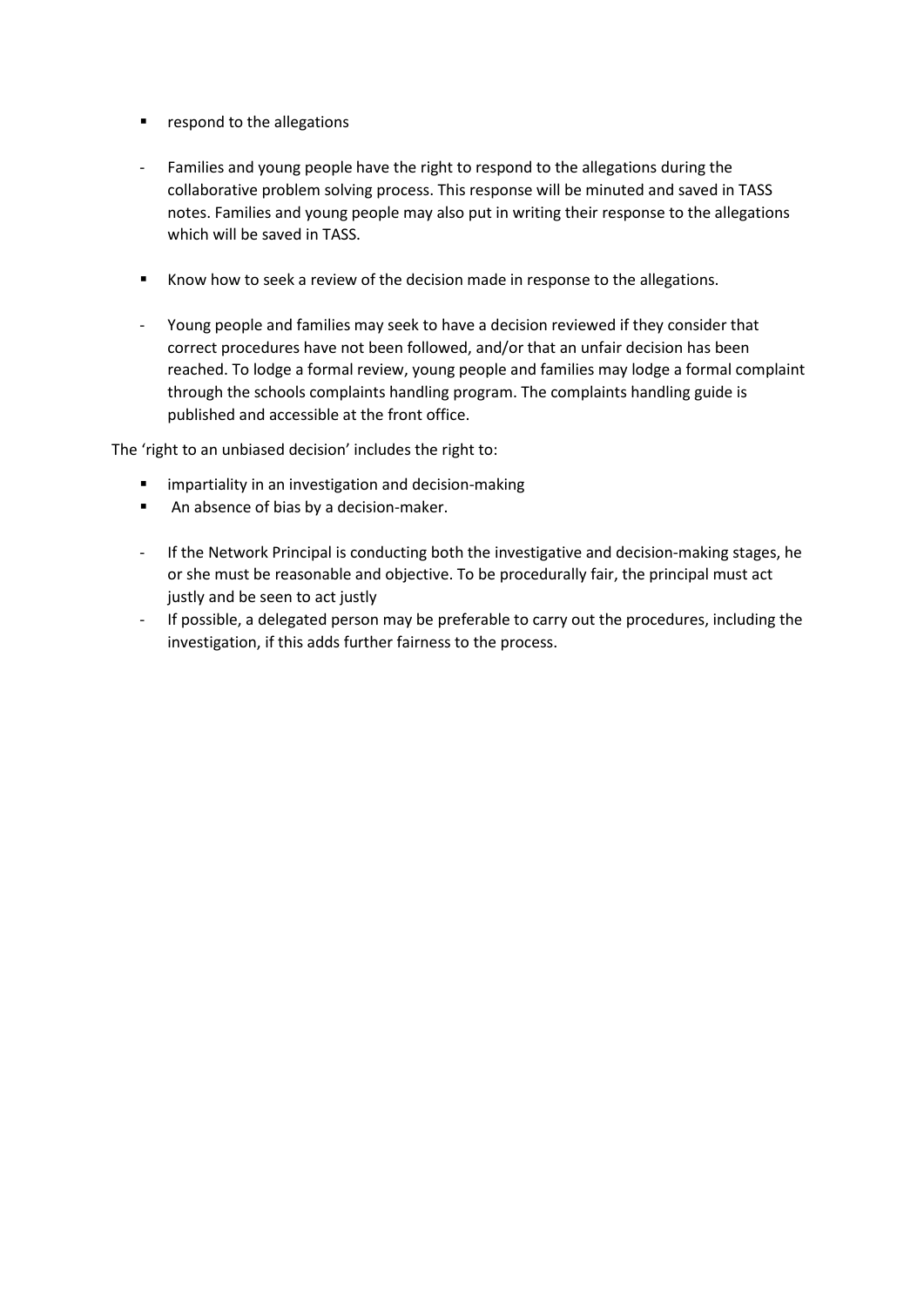- respond to the allegations

  - Families and young people have the right to respond to the allegations during the collaborative problem solving process. This response will be minuted and saved in TASS notes. Families and young people may also put in writing their response to the allegations which will be saved in TASS.

- Know how to seek a review of the decision made in response to the allegations.

  - Young people and families may seek to have a decision reviewed if they consider that correct procedures have not been followed, and/or that an unfair decision has been reached. To lodge a formal review, young people and families may lodge a formal complaint through the schools complaints handling program. The complaints handling guide is published and accessible at the front office.

The 'right to an unbiased decision' includes the right to:

- impartiality in an investigation and decision-making
- An absence of bias by a decision-maker.

  - If the Network Principal is conducting both the investigative and decision-making stages, he or she must be reasonable and objective. To be procedurally fair, the principal must act justly and be seen to act justly
  - If possible, a delegated person may be preferable to carry out the procedures, including the investigation, if this adds further fairness to the process.